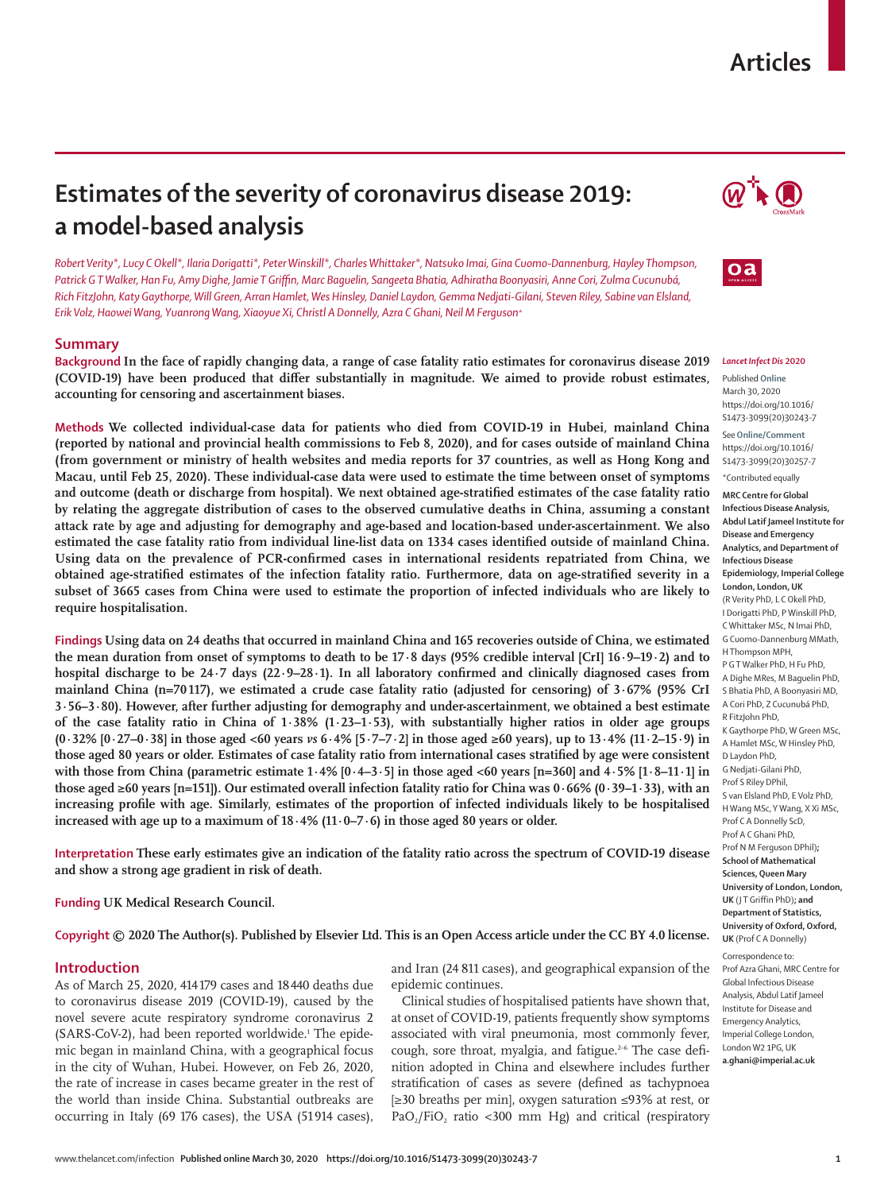Articles

# Estimates of the severity of coronavirus disease 2019: a model-based analysis

*Robert Verity\*, Lucy C Okell\*, Ilaria Dorigatti\*, Peter Winskill\*, Charles Whittaker\*, Natsuko Imai, Gina Cuomo-Dannenburg, Hayley Thompson, Patrick G T Walker, Han Fu, Amy Dighe, Jamie T Griffin, Marc Baguelin, Sangeeta Bhatia, Adhiratha Boonyasiri, Anne Cori, Zulma Cucunubá, Rich FitzJohn, Katy Gaythorpe, Will Green, Arran Hamlet, Wes Hinsley, Daniel Laydon, Gemma Nedjati-Gilani, Steven Riley, Sabine van Elsland, Erik Volz, Haowei Wang, Yuanrong Wang, Xiaoyue Xi, Christl A Donnelly, Azra C Ghani, Neil M Ferguson\**

## Summary

**Background** In the face of rapidly changing data, a range of case fatality ratio estimates for coronavirus disease 2019 (COVID-19) have been produced that differ substantially in magnitude. We aimed to provide robust estimates, accounting for censoring and ascertainment biases.

**Methods** We collected individual-case data for patients who died from COVID-19 in Hubei, mainland China (reported by national and provincial health commissions to Feb 8, 2020), and for cases outside of mainland China (from government or ministry of health websites and media reports for 37 countries, as well as Hong Kong and Macau, until Feb 25, 2020). These individual-case data were used to estimate the time between onset of symptoms and outcome (death or discharge from hospital). We next obtained age-stratified estimates of the case fatality ratio by relating the aggregate distribution of cases to the observed cumulative deaths in China, assuming a constant attack rate by age and adjusting for demography and age-based and location-based under-ascertainment. We also estimated the case fatality ratio from individual line-list data on 1334 cases identified outside of mainland China. Using data on the prevalence of PCR-confirmed cases in international residents repatriated from China, we obtained age-stratified estimates of the infection fatality ratio. Furthermore, data on age-stratified severity in a subset of 3665 cases from China were used to estimate the proportion of infected individuals who are likely to require hospitalisation.

**Findings** Using data on 24 deaths that occurred in mainland China and 165 recoveries outside of China, we estimated the mean duration from onset of symptoms to death to be 17·8 days (95% credible interval [CrI] 16·9–19·2) and to hospital discharge to be 24·7 days (22·9–28·1). In all laboratory confirmed and clinically diagnosed cases from mainland China (n=70 117), we estimated a crude case fatality ratio (adjusted for censoring) of 3·67% (95% CrI 3·56–3·80). However, after further adjusting for demography and under-ascertainment, we obtained a best estimate of the case fatality ratio in China of 1·38% (1·23–1·53), with substantially higher ratios in older age groups (0·32% [0·27–0·38] in those aged <60 years *vs* 6·4% [5·7–7·2] in those aged ≥60 years), up to 13·4% (11·2–15·9) in those aged 80 years or older. Estimates of case fatality ratio from international cases stratified by age were consistent with those from China (parametric estimate 1·4% [0·4–3·5] in those aged <60 years [n=360] and 4·5% [1·8–11·1] in those aged ≥60 years [n=151]). Our estimated overall infection fatality ratio for China was 0·66% (0·39–1·33), with an increasing profile with age. Similarly, estimates of the proportion of infected individuals likely to be hospitalised increased with age up to a maximum of 18·4% (11·0–7·6) in those aged 80 years or older.

**Interpretation** These early estimates give an indication of the fatality ratio across the spectrum of COVID-19 disease and show a strong age gradient in risk of death.

**Funding** UK Medical Research Council.

**Copyright** © 2020 The Author(s). Published by Elsevier Ltd. This is an Open Access article under the CC BY 4.0 license.

*Lancet Infect Dis* 2020

Published **Online** March 30, 2020 https://doi.org/10.1016/S1473-3099(20)30243-7

See **Online/Comment** https://doi.org/10.1016/S1473-3099(20)30257-7

\*Contributed equally

**MRC Centre for Global Infectious Disease Analysis, Abdul Latif Jameel Institute for Disease and Emergency Analytics, and Department of Infectious Disease Epidemiology, Imperial College London, London, UK** (R Verity PhD, L C Okell PhD, I Dorigatti PhD, P Winskill PhD, C Whittaker MSc, N Imai PhD, G Cuomo-Dannenburg MMath, H Thompson MPH, P G T Walker PhD, H Fu PhD, A Dighe MRes, M Baguelin PhD, S Bhatia PhD, A Boonyasiri MD, A Cori PhD, Z Cucunubá PhD, R FitzJohn PhD, K Gaythorpe PhD, W Green MSc, A Hamlet MSc, W Hinsley PhD, D Laydon PhD, G Nedjati-Gilani PhD, Prof S Riley DPhil, S van Elsland PhD, E Volz PhD, H Wang MSc, Y Wang, X Xi MSc, Prof C A Donnelly ScD, Prof A C Ghani PhD, Prof N M Ferguson DPhil)**; School of Mathematical Sciences, Queen Mary University of London, London, UK** (J T Griffin PhD)**; and Department of Statistics, University of Oxford, Oxford, UK** (Prof C A Donnelly)

Correspondence to: Prof Azra Ghani, MRC Centre for Global Infectious Disease Analysis, Abdul Latif Jameel Institute for Disease and Emergency Analytics, Imperial College London, London W2 1PG, UK **a.ghani@imperial.ac.uk**

## Introduction

As of March 25, 2020, 414 179 cases and 18 440 deaths due to coronavirus disease 2019 (COVID-19), caused by the novel severe acute respiratory syndrome coronavirus 2 (SARS-CoV-2), had been reported worldwide.[1] The epidemic began in mainland China, with a geographical focus in the city of Wuhan, Hubei. However, on Feb 26, 2020, the rate of increase in cases became greater in the rest of the world than inside China. Substantial outbreaks are occurring in Italy (69 176 cases), the USA (51 914 cases), and Iran (24 811 cases), and geographical expansion of the epidemic continues.

Clinical studies of hospitalised patients have shown that, at onset of COVID-19, patients frequently show symptoms associated with viral pneumonia, most commonly fever, cough, sore throat, myalgia, and fatigue.[2–6] The case definition adopted in China and elsewhere includes further stratification of cases as severe (defined as tachypnoea [≥30 breaths per min], oxygen saturation ≤93% at rest, or $PaO_2/FiO_2$ ratio <300 mm Hg) and critical (respiratory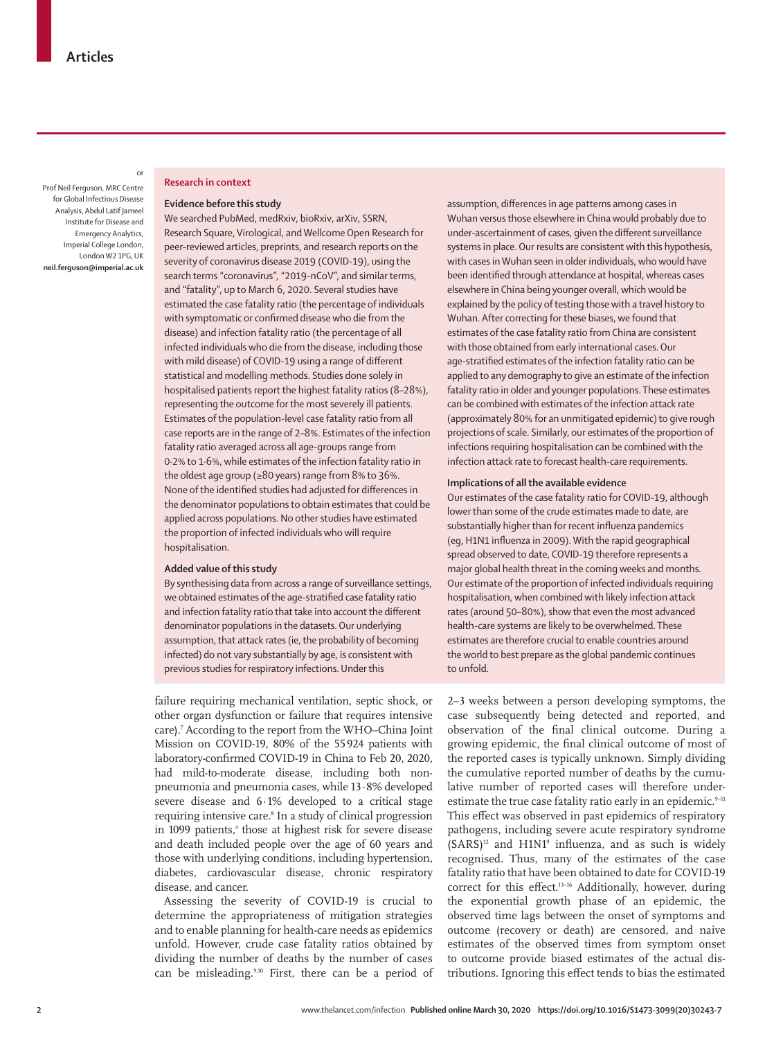Prof Neil Ferguson, MRC Centre for Global Infectious Disease Analysis, Abdul Latif Jameel Institute for Disease and Emergency Analytics, Imperial College London, London W2 1PG, UK
**neil.ferguson@imperial.ac.uk**

## Research in context

### Evidence before this study

We searched PubMed, medRxiv, bioRxiv, arXiv, SSRN, Research Square, Virological, and Wellcome Open Research for peer-reviewed articles, preprints, and research reports on the severity of coronavirus disease 2019 (COVID-19), using the search terms "coronavirus", "2019-nCoV", and similar terms, and "fatality", up to March 6, 2020. Several studies have estimated the case fatality ratio (the percentage of individuals with symptomatic or confirmed disease who die from the disease) and infection fatality ratio (the percentage of all infected individuals who die from the disease, including those with mild disease) of COVID-19 using a range of different statistical and modelling methods. Studies done solely in hospitalised patients report the highest fatality ratios (8–28%), representing the outcome for the most severely ill patients. Estimates of the population-level case fatality ratio from all case reports are in the range of 2–8%. Estimates of the infection fatality ratio averaged across all age-groups range from 0·2% to 1·6%, while estimates of the infection fatality ratio in the oldest age group (≥80 years) range from 8% to 36%. None of the identified studies had adjusted for differences in the denominator populations to obtain estimates that could be applied across populations. No other studies have estimated the proportion of infected individuals who will require hospitalisation.

### Added value of this study

By synthesising data from across a range of surveillance settings, we obtained estimates of the age-stratified case fatality ratio and infection fatality ratio that take into account the different denominator populations in the datasets. Our underlying assumption, that attack rates (ie, the probability of becoming infected) do not vary substantially by age, is consistent with previous studies for respiratory infections. Under this assumption, differences in age patterns among cases in Wuhan versus those elsewhere in China would probably due to under-ascertainment of cases, given the different surveillance systems in place. Our results are consistent with this hypothesis, with cases in Wuhan seen in older individuals, who would have been identified through attendance at hospital, whereas cases elsewhere in China being younger overall, which would be explained by the policy of testing those with a travel history to Wuhan. After correcting for these biases, we found that estimates of the case fatality ratio from China are consistent with those obtained from early international cases. Our age-stratified estimates of the infection fatality ratio can be applied to any demography to give an estimate of the infection fatality ratio in older and younger populations. These estimates can be combined with estimates of the infection attack rate (approximately 80% for an unmitigated epidemic) to give rough projections of scale. Similarly, our estimates of the proportion of infections requiring hospitalisation can be combined with the infection attack rate to forecast health-care requirements.

### Implications of all the available evidence

Our estimates of the case fatality ratio for COVID-19, although lower than some of the crude estimates made to date, are substantially higher than for recent influenza pandemics (eg, H1N1 influenza in 2009). With the rapid geographical spread observed to date, COVID-19 therefore represents a major global health threat in the coming weeks and months. Our estimate of the proportion of infected individuals requiring hospitalisation, when combined with likely infection attack rates (around 50–80%), show that even the most advanced health-care systems are likely to be overwhelmed. These estimates are therefore crucial to enable countries around the world to best prepare as the global pandemic continues to unfold.

failure requiring mechanical ventilation, septic shock, or other organ dysfunction or failure that requires intensive care).[7] According to the report from the WHO–China Joint Mission on COVID-19, 80% of the 55 924 patients with laboratory-confirmed COVID-19 in China to Feb 20, 2020, had mild-to-moderate disease, including both non-pneumonia and pneumonia cases, while 13·8% developed severe disease and 6·1% developed to a critical stage requiring intensive care.[8] In a study of clinical progression in 1099 patients,[4] those at highest risk for severe disease and death included people over the age of 60 years and those with underlying conditions, including hypertension, diabetes, cardiovascular disease, chronic respiratory disease, and cancer.

Assessing the severity of COVID-19 is crucial to determine the appropriateness of mitigation strategies and to enable planning for health-care needs as epidemics unfold. However, crude case fatality ratios obtained by dividing the number of deaths by the number of cases can be misleading.[9,10] First, there can be a period of 2–3 weeks between a person developing symptoms, the case subsequently being detected and reported, and observation of the final clinical outcome. During a growing epidemic, the final clinical outcome of most of the reported cases is typically unknown. Simply dividing the cumulative reported number of deaths by the cumulative number of reported cases will therefore underestimate the true case fatality ratio early in an epidemic.[9–11] This effect was observed in past epidemics of respiratory pathogens, including severe acute respiratory syndrome (SARS)[12] and H1N1[9] influenza, and as such is widely recognised. Thus, many of the estimates of the case fatality ratio that have been obtained to date for COVID-19 correct for this effect.[13–16] Additionally, however, during the exponential growth phase of an epidemic, the observed time lags between the onset of symptoms and outcome (recovery or death) are censored, and naive estimates of the observed times from symptom onset to outcome provide biased estimates of the actual distributions. Ignoring this effect tends to bias the estimated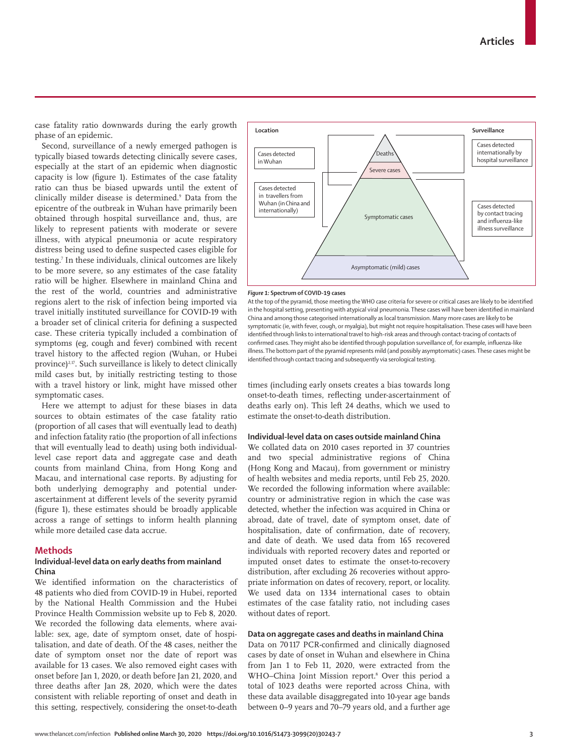case fatality ratio downwards during the early growth phase of an epidemic.

Second, surveillance of a newly emerged pathogen is typically biased towards detecting clinically severe cases, especially at the start of an epidemic when diagnostic capacity is low (figure 1). Estimates of the case fatality ratio can thus be biased upwards until the extent of clinically milder disease is determined.[9] Data from the epicentre of the outbreak in Wuhan have primarily been obtained through hospital surveillance and, thus, are likely to represent patients with moderate or severe illness, with atypical pneumonia or acute respiratory distress being used to define suspected cases eligible for testing.[7] In these individuals, clinical outcomes are likely to be more severe, so any estimates of the case fatality ratio will be higher. Elsewhere in mainland China and the rest of the world, countries and administrative regions alert to the risk of infection being imported via travel initially instituted surveillance for COVID-19 with a broader set of clinical criteria for defining a suspected case. These criteria typically included a combination of symptoms (eg, cough and fever) combined with recent travel history to the affected region (Wuhan, or Hubei province)[2,17]. Such surveillance is likely to detect clinically mild cases but, by initially restricting testing to those with a travel history or link, might have missed other symptomatic cases.

Here we attempt to adjust for these biases in data sources to obtain estimates of the case fatality ratio (proportion of all cases that will eventually lead to death) and infection fatality ratio (the proportion of all infections that will eventually lead to death) using both individual-level case report data and aggregate case and death counts from mainland China, from Hong Kong and Macau, and international case reports. By adjusting for both underlying demography and potential under-ascertainment at different levels of the severity pyramid (figure 1), these estimates should be broadly applicable across a range of settings to inform health planning while more detailed case data accrue.

Location | Surveillance

Cases detected in Wuhan

Cases detected in travellers from Wuhan (in China and internationally)

Deaths

Severe cases

Symptomatic cases

Asymptomatic (mild) cases

Cases detected internationally by hospital surveillance

Cases detected by contact tracing and influenza-like illness surveillance

***Figure 1:*** **Spectrum of COVID-19 cases**

At the top of the pyramid, those meeting the WHO case criteria for severe or critical cases are likely to be identified in the hospital setting, presenting with atypical viral pneumonia. These cases will have been identified in mainland China and among those categorised internationally as local transmission. Many more cases are likely to be symptomatic (ie, with fever, cough, or myalgia), but might not require hospitalisation. These cases will have been identified through links to international travel to high-risk areas and through contact-tracing of contacts of confirmed cases. They might also be identified through population surveillance of, for example, influenza-like illness. The bottom part of the pyramid represents mild (and possibly asymptomatic) cases. These cases might be identified through contact tracing and subsequently via serological testing.

## Methods

### Individual-level data on early deaths from mainland China

We identified information on the characteristics of 48 patients who died from COVID-19 in Hubei, reported by the National Health Commission and the Hubei Province Health Commission website up to Feb 8, 2020. We recorded the following data elements, where available: sex, age, date of symptom onset, date of hospitalisation, and date of death. Of the 48 cases, neither the date of symptom onset nor the date of report was available for 13 cases. We also removed eight cases with onset before Jan 1, 2020, or death before Jan 21, 2020, and three deaths after Jan 28, 2020, which were the dates consistent with reliable reporting of onset and death in this setting, respectively, considering the onset-to-death times (including early onsets creates a bias towards long onset-to-death times, reflecting under-ascertainment of deaths early on). This left 24 deaths, which we used to estimate the onset-to-death distribution.

### Individual-level data on cases outside mainland China

We collated data on 2010 cases reported in 37 countries and two special administrative regions of China (Hong Kong and Macau), from government or ministry of health websites and media reports, until Feb 25, 2020. We recorded the following information where available: country or administrative region in which the case was detected, whether the infection was acquired in China or abroad, date of travel, date of symptom onset, date of hospitalisation, date of confirmation, date of recovery, and date of death. We used data from 165 recovered individuals with reported recovery dates and reported or imputed onset dates to estimate the onset-to-recovery distribution, after excluding 26 recoveries without appropriate information on dates of recovery, report, or locality. We used data on 1334 international cases to obtain estimates of the case fatality ratio, not including cases without dates of report.

### Data on aggregate cases and deaths in mainland China

Data on 70 117 PCR-confirmed and clinically diagnosed cases by date of onset in Wuhan and elsewhere in China from Jan 1 to Feb 11, 2020, were extracted from the WHO–China Joint Mission report.[8] Over this period a total of 1023 deaths were reported across China, with these data available disaggregated into 10-year age bands between 0–9 years and 70–79 years old, and a further age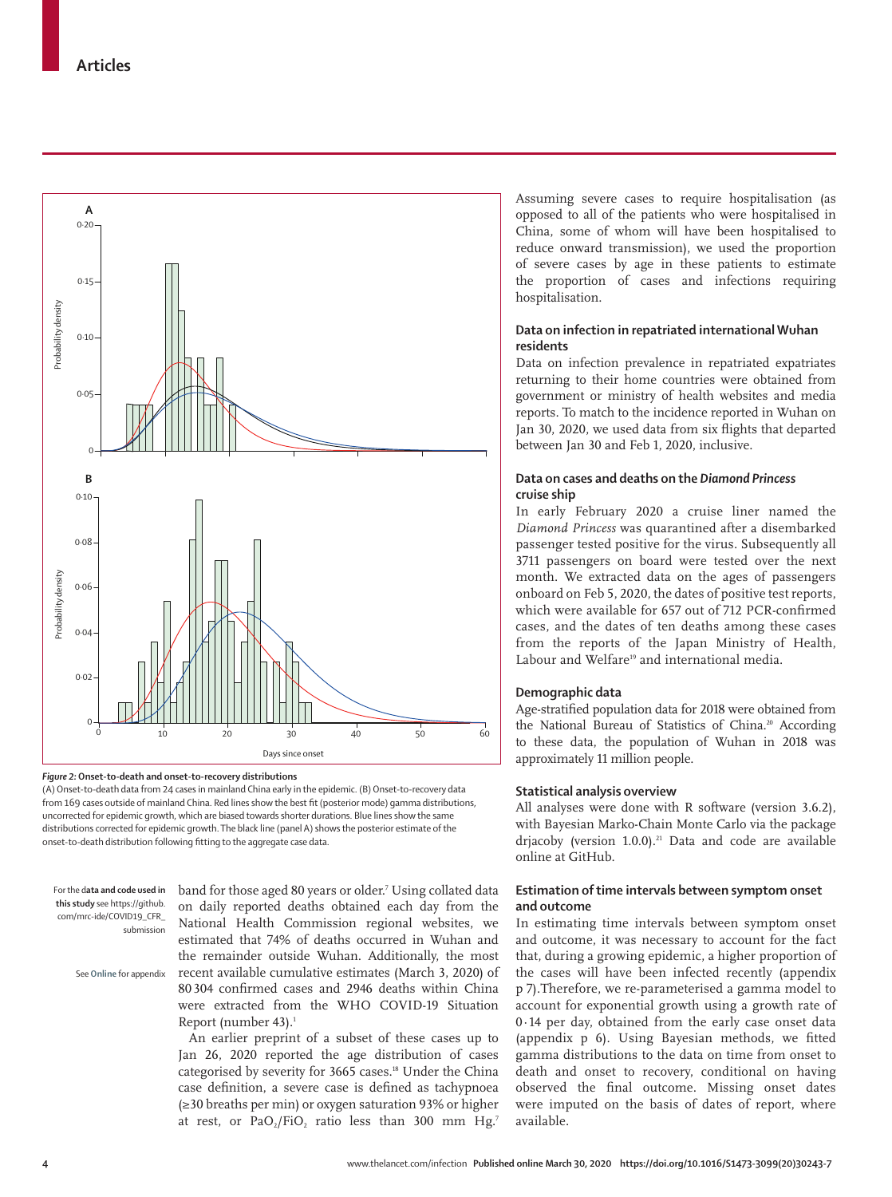Figure 2: Onset-to-death and onset-to-recovery distributions

(A) Onset-to-death data from 24 cases in mainland China early in the epidemic. (B) Onset-to-recovery data from 169 cases outside of mainland China. Red lines show the best fit (posterior mode) gamma distributions, uncorrected for epidemic growth, which are biased towards shorter durations. Blue lines show the same distributions corrected for epidemic growth. The black line (panel A) shows the posterior estimate of the onset-to-death distribution following fitting to the aggregate case data.

For the data and code used in this study see https://github.com/mrc-ide/COVID19_CFR_submission

See Online for appendix

band for those aged 80 years or older.[7] Using collated data on daily reported deaths obtained each day from the National Health Commission regional websites, we estimated that 74% of deaths occurred in Wuhan and the remainder outside Wuhan. Additionally, the most recent available cumulative estimates (March 3, 2020) of 80 304 confirmed cases and 2946 deaths within China were extracted from the WHO COVID-19 Situation Report (number 43).[1]

An earlier preprint of a subset of these cases up to Jan 26, 2020 reported the age distribution of cases categorised by severity for 3665 cases.[18] Under the China case definition, a severe case is defined as tachypnoea (≥30 breaths per min) or oxygen saturation 93% or higher at rest, or $PaO_2/FiO_2$ ratio less than 300 mm Hg.[7] Assuming severe cases to require hospitalisation (as opposed to all of the patients who were hospitalised in China, some of whom will have been hospitalised to reduce onward transmission), we used the proportion of severe cases by age in these patients to estimate the proportion of cases and infections requiring hospitalisation.

### Data on infection in repatriated international Wuhan residents

Data on infection prevalence in repatriated expatriates returning to their home countries were obtained from government or ministry of health websites and media reports. To match to the incidence reported in Wuhan on Jan 30, 2020, we used data from six flights that departed between Jan 30 and Feb 1, 2020, inclusive.

### Data on cases and deaths on the *Diamond Princess* cruise ship

In early February 2020 a cruise liner named the *Diamond Princess* was quarantined after a disembarked passenger tested positive for the virus. Subsequently all 3711 passengers on board were tested over the next month. We extracted data on the ages of passengers onboard on Feb 5, 2020, the dates of positive test reports, which were available for 657 out of 712 PCR-confirmed cases, and the dates of ten deaths among these cases from the reports of the Japan Ministry of Health, Labour and Welfare[19] and international media.

### Demographic data

Age-stratified population data for 2018 were obtained from the National Bureau of Statistics of China.[20] According to these data, the population of Wuhan in 2018 was approximately 11 million people.

### Statistical analysis overview

All analyses were done with R software (version 3.6.2), with Bayesian Marko-Chain Monte Carlo via the package drjacoby (version 1.0.0).[21] Data and code are available online at GitHub.

### Estimation of time intervals between symptom onset and outcome

In estimating time intervals between symptom onset and outcome, it was necessary to account for the fact that, during a growing epidemic, a higher proportion of the cases will have been infected recently (appendix p 7).Therefore, we re-parameterised a gamma model to account for exponential growth using a growth rate of 0·14 per day, obtained from the early case onset data (appendix p 6). Using Bayesian methods, we fitted gamma distributions to the data on time from onset to death and onset to recovery, conditional on having observed the final outcome. Missing onset dates were imputed on the basis of dates of report, where available.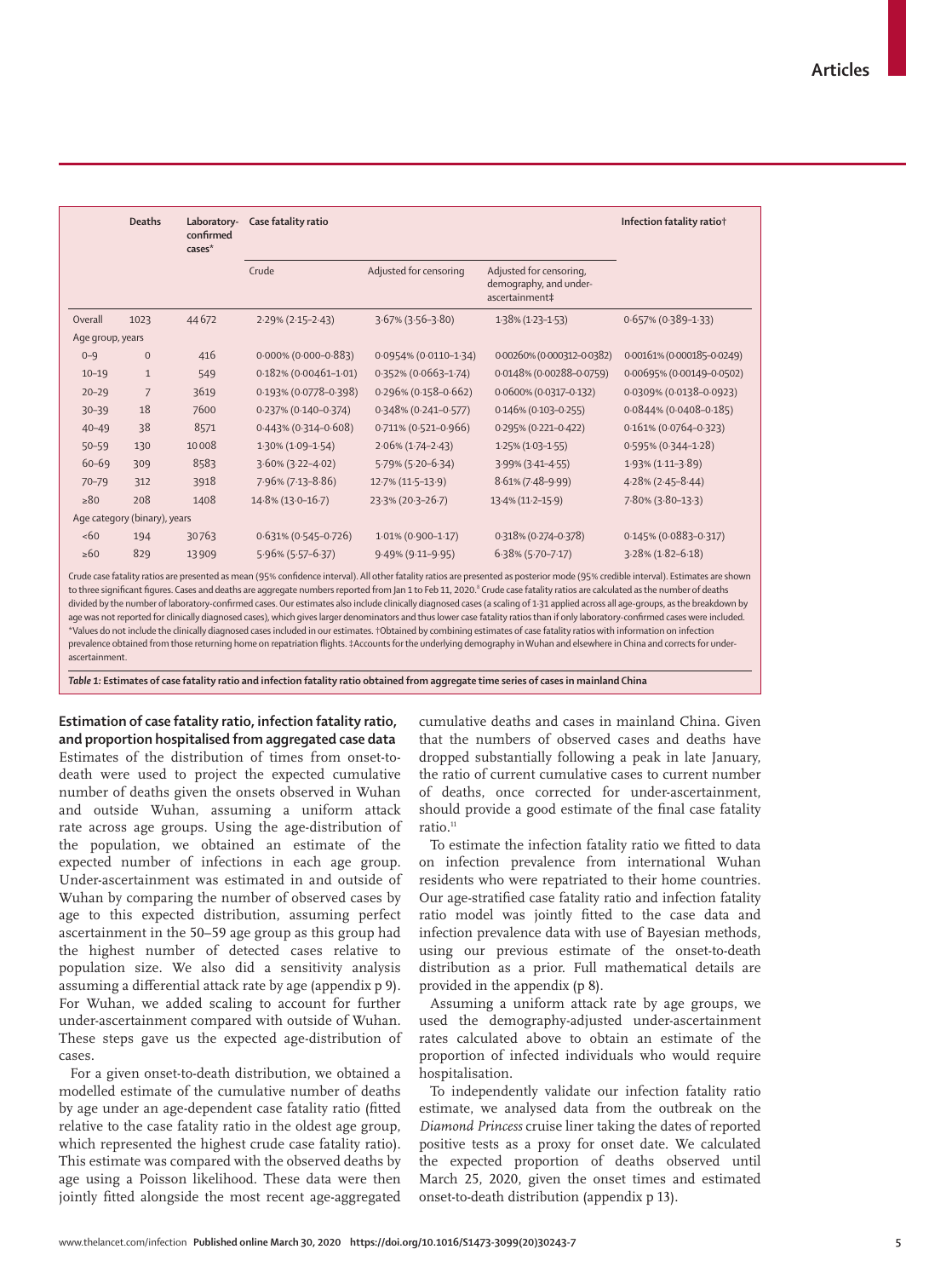| | Deaths | Laboratory-confirmed cases* | Case fatality ratio | | | Infection fatality ratio† |
|---|---|---|---|---|---|---|
| | | | Crude | Adjusted for censoring | Adjusted for censoring, demography, and under-ascertainment‡ | |
| Overall | 1023 | 44 672 | 2·29% (2·15–2·43) | 3·67% (3·56–3·80) | 1·38% (1·23–1·53) | 0·657% (0·389–1·33) |
| Age group, years | | | | | | |
| 0–9 | 0 | 416 | 0·000% (0·000–0·883) | 0·0954% (0·0110–1·34) | 0·00260% (0·000312–0·0382) | 0·00161% (0·000185–0·0249) |
| 10–19 | 1 | 549 | 0·182% (0·00461–1·01) | 0·352% (0·0663–1·74) | 0·0148% (0·00288–0·0759) | 0·00695% (0·00149–0·0502) |
| 20–29 | 7 | 3619 | 0·193% (0·0778–0·398) | 0·296% (0·158–0·662) | 0·0600% (0·0317–0·132) | 0·0309% (0·0138–0·0923) |
| 30–39 | 18 | 7600 | 0·237% (0·140–0·374) | 0·348% (0·241–0·577) | 0·146% (0·103–0·255) | 0·0844% (0·0408–0·185) |
| 40–49 | 38 | 8571 | 0·443% (0·314–0·608) | 0·711% (0·521–0·966) | 0·295% (0·221–0·422) | 0·161% (0·0764–0·323) |
| 50–59 | 130 | 10 008 | 1·30% (1·09–1·54) | 2·06% (1·74–2·43) | 1·25% (1·03–1·55) | 0·595% (0·344–1·28) |
| 60–69 | 309 | 8583 | 3·60% (3·22–4·02) | 5·79% (5·20–6·34) | 3·99% (3·41–4·55) | 1·93% (1·11–3·89) |
| 70–79 | 312 | 3918 | 7·96% (7·13–8·86) | 12·7% (11·5–13·9) | 8·61% (7·48–9·99) | 4·28% (2·45–8·44) |
| ≥80 | 208 | 1408 | 14·8% (13·0–16·7) | 23·3% (20·3–26·7) | 13·4% (11·2–15·9) | 7·80% (3·80–13·3) |
| Age category (binary), years | | | | | | |
| <60 | 194 | 30 763 | 0·631% (0·545–0·726) | 1·01% (0·900–1·17) | 0·318% (0·274–0·378) | 0·145% (0·0883–0·317) |
| ≥60 | 829 | 13 909 | 5·96% (5·57–6·37) | 9·49% (9·11–9·95) | 6·38% (5·70–7·17) | 3·28% (1·82–6·18) |

Crude case fatality ratios are presented as mean (95% confidence interval). All other fatality ratios are presented as posterior mode (95% credible interval). Estimates are shown to three significant figures. Cases and deaths are aggregate numbers reported from Jan 1 to Feb 11, 2020.[8] Crude case fatality ratios are calculated as the number of deaths divided by the number of laboratory-confirmed cases. Our estimates also include clinically diagnosed cases (a scaling of 1·31 applied across all age-groups, as the breakdown by age was not reported for clinically diagnosed cases), which gives larger denominators and thus lower case fatality ratios than if only laboratory-confirmed cases were included. *Values do not include the clinically diagnosed cases included in our estimates. †Obtained by combining estimates of case fatality ratios with information on infection prevalence obtained from those returning home on repatriation flights. ‡Accounts for the underlying demography in Wuhan and elsewhere in China and corrects for under-ascertainment.

***Table 1:*** **Estimates of case fatality ratio and infection fatality ratio obtained from aggregate time series of cases in mainland China**

**Estimation of case fatality ratio, infection fatality ratio, and proportion hospitalised from aggregated case data**

Estimates of the distribution of times from onset-to-death were used to project the expected cumulative number of deaths given the onsets observed in Wuhan and outside Wuhan, assuming a uniform attack rate across age groups. Using the age-distribution of the population, we obtained an estimate of the expected number of infections in each age group. Under-ascertainment was estimated in and outside of Wuhan by comparing the number of observed cases by age to this expected distribution, assuming perfect ascertainment in the 50–59 age group as this group had the highest number of detected cases relative to population size. We also did a sensitivity analysis assuming a differential attack rate by age (appendix p 9). For Wuhan, we added scaling to account for further under-ascertainment compared with outside of Wuhan. These steps gave us the expected age-distribution of cases.

For a given onset-to-death distribution, we obtained a modelled estimate of the cumulative number of deaths by age under an age-dependent case fatality ratio (fitted relative to the case fatality ratio in the oldest age group, which represented the highest crude case fatality ratio). This estimate was compared with the observed deaths by age using a Poisson likelihood. These data were then jointly fitted alongside the most recent age-aggregated cumulative deaths and cases in mainland China. Given that the numbers of observed cases and deaths have dropped substantially following a peak in late January, the ratio of current cumulative cases to current number of deaths, once corrected for under-ascertainment, should provide a good estimate of the final case fatality ratio.[11]

To estimate the infection fatality ratio we fitted to data on infection prevalence from international Wuhan residents who were repatriated to their home countries. Our age-stratified case fatality ratio and infection fatality ratio model was jointly fitted to the case data and infection prevalence data with use of Bayesian methods, using our previous estimate of the onset-to-death distribution as a prior. Full mathematical details are provided in the appendix (p 8).

Assuming a uniform attack rate by age groups, we used the demography-adjusted under-ascertainment rates calculated above to obtain an estimate of the proportion of infected individuals who would require hospitalisation.

To independently validate our infection fatality ratio estimate, we analysed data from the outbreak on the *Diamond Princess* cruise liner taking the dates of reported positive tests as a proxy for onset date. We calculated the expected proportion of deaths observed until March 25, 2020, given the onset times and estimated onset-to-death distribution (appendix p 13).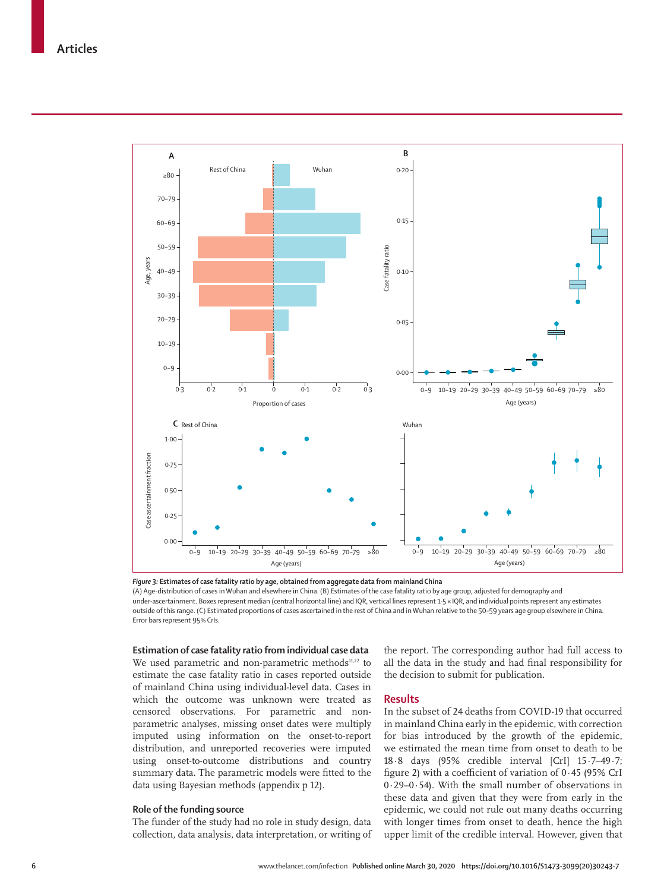*Figure 3:* **Estimates of case fatality ratio by age, obtained from aggregate data from mainland China**

(A) Age-distribution of cases in Wuhan and elsewhere in China. (B) Estimates of the case fatality ratio by age group, adjusted for demography and under-ascertainment. Boxes represent median (central horizontal line) and IQR, vertical lines represent 1·5 × IQR, and individual points represent any estimates outside of this range. (C) Estimated proportions of cases ascertained in the rest of China and in Wuhan relative to the 50–59 years age group elsewhere in China. Error bars represent 95% CrIs.

### Estimation of case fatality ratio from individual case data

We used parametric and non-parametric methods[11,22] to estimate the case fatality ratio in cases reported outside of mainland China using individual-level data. Cases in which the outcome was unknown were treated as censored observations. For parametric and non-parametric analyses, missing onset dates were multiply imputed using information on the onset-to-report distribution, and unreported recoveries were imputed using onset-to-outcome distributions and country summary data. The parametric models were fitted to the data using Bayesian methods (appendix p 12).

### Role of the funding source

The funder of the study had no role in study design, data collection, data analysis, data interpretation, or writing of the report. The corresponding author had full access to all the data in the study and had final responsibility for the decision to submit for publication.

## Results

In the subset of 24 deaths from COVID-19 that occurred in mainland China early in the epidemic, with correction for bias introduced by the growth of the epidemic, we estimated the mean time from onset to death to be 18·8 days (95% credible interval [CrI] 15·7–49·7; figure 2) with a coefficient of variation of 0·45 (95% CrI 0·29–0·54). With the small number of observations in these data and given that they were from early in the epidemic, we could not rule out many deaths occurring with longer times from onset to death, hence the high upper limit of the credible interval. However, given that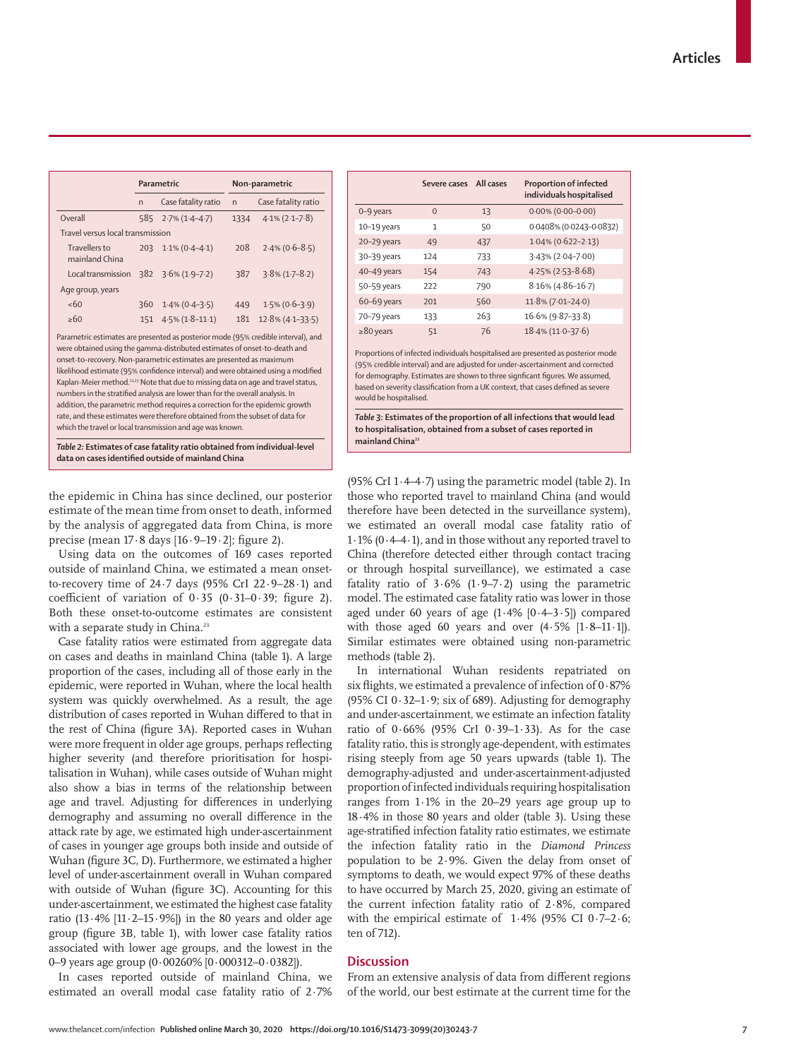| | Parametric | | Non-parametric | |
|---|---|---|---|---|
| | n | Case fatality ratio | n | Case fatality ratio |
| Overall | 585 | 2·7% (1·4–4·7) | 1334 | 4·1% (2·1–7·8) |
| Travel versus local transmission | | | | |
| Travellers to mainland China | 203 | 1·1% (0·4–4·1) | 208 | 2·4% (0·6–8·5) |
| Local transmission | 382 | 3·6% (1·9–7·2) | 387 | 3·8% (1·7–8·2) |
| Age group, years | | | | |
| <60 | 360 | 1·4% (0·4–3·5) | 449 | 1·5% (0·6–3·9) |
| ≥60 | 151 | 4·5% (1·8–11·1) | 181 | 12·8% (4·1–33·5) |

Parametric estimates are presented as posterior mode (95% credible interval), and were obtained using the gamma-distributed estimates of onset-to-death and onset-to-recovery. Non-parametric estimates are presented as maximum likelihood estimate (95% confidence interval) and were obtained using a modified Kaplan-Meier method.[11,23] Note that due to missing data on age and travel status, numbers in the stratified analysis are lower than for the overall analysis. In addition, the parametric method requires a correction for the epidemic growth rate, and these estimates were therefore obtained from the subset of data for which the travel or local transmission and age was known.

***Table 2:* Estimates of case fatality ratio obtained from individual-level data on cases identified outside of mainland China**

| | Severe cases | All cases | Proportion of infected individuals hospitalised |
|---|---|---|---|
| 0–9 years | 0 | 13 | 0·00% (0·00–0·00) |
| 10–19 years | 1 | 50 | 0·0408% (0·0243–0·0832) |
| 20–29 years | 49 | 437 | 1·04% (0·622–2·13) |
| 30–39 years | 124 | 733 | 3·43% (2·04–7·00) |
| 40–49 years | 154 | 743 | 4·25% (2·53–8·68) |
| 50–59 years | 222 | 790 | 8·16% (4·86–16·7) |
| 60–69 years | 201 | 560 | 11·8% (7·01–24·0) |
| 70–79 years | 133 | 263 | 16·6% (9·87–33·8) |
| ≥80 years | 51 | 76 | 18·4% (11·0–37·6) |

Proportions of infected individuals hospitalised are presented as posterior mode (95% credible interval) and are adjusted for under-ascertainment and corrected for demography. Estimates are shown to three signficant figures. We assumed, based on severity classification from a UK context, that cases defined as severe would be hospitalised.

***Table 3:* Estimates of the proportion of all infections that would lead to hospitalisation, obtained from a subset of cases reported in mainland China[22]**

the epidemic in China has since declined, our posterior estimate of the mean time from onset to death, informed by the analysis of aggregated data from China, is more precise (mean 17·8 days [16·9–19·2]; figure 2).

Using data on the outcomes of 169 cases reported outside of mainland China, we estimated a mean onset-to-recovery time of 24·7 days (95% CrI 22·9–28·1) and coefficient of variation of 0·35 (0·31–0·39; figure 2). Both these onset-to-outcome estimates are consistent with a separate study in China.[23]

Case fatality ratios were estimated from aggregate data on cases and deaths in mainland China (table 1). A large proportion of the cases, including all of those early in the epidemic, were reported in Wuhan, where the local health system was quickly overwhelmed. As a result, the age distribution of cases reported in Wuhan differed to that in the rest of China (figure 3A). Reported cases in Wuhan were more frequent in older age groups, perhaps reflecting higher severity (and therefore prioritisation for hospitalisation in Wuhan), while cases outside of Wuhan might also show a bias in terms of the relationship between age and travel. Adjusting for differences in underlying demography and assuming no overall difference in the attack rate by age, we estimated high under-ascertainment of cases in younger age groups both inside and outside of Wuhan (figure 3C, D). Furthermore, we estimated a higher level of under-ascertainment overall in Wuhan compared with outside of Wuhan (figure 3C). Accounting for this under-ascertainment, we estimated the highest case fatality ratio (13·4% [11·2–15·9%]) in the 80 years and older age group (figure 3B, table 1), with lower case fatality ratios associated with lower age groups, and the lowest in the 0–9 years age group (0·00260% [0·000312–0·0382]).

In cases reported outside of mainland China, we estimated an overall modal case fatality ratio of 2·7% (95% CrI 1·4–4·7) using the parametric model (table 2). In those who reported travel to mainland China (and would therefore have been detected in the surveillance system), we estimated an overall modal case fatality ratio of 1·1% (0·4–4·1), and in those without any reported travel to China (therefore detected either through contact tracing or through hospital surveillance), we estimated a case fatality ratio of 3·6% (1·9–7·2) using the parametric model. The estimated case fatality ratio was lower in those aged under 60 years of age (1·4% [0·4–3·5]) compared with those aged 60 years and over (4·5% [1·8–11·1]). Similar estimates were obtained using non-parametric methods (table 2).

In international Wuhan residents repatriated on six flights, we estimated a prevalence of infection of 0·87% (95% CI 0·32–1·9; six of 689). Adjusting for demography and under-ascertainment, we estimate an infection fatality ratio of 0·66% (95% CrI 0·39–1·33). As for the case fatality ratio, this is strongly age-dependent, with estimates rising steeply from age 50 years upwards (table 1). The demography-adjusted and under-ascertainment-adjusted proportion of infected individuals requiring hospitalisation ranges from 1·1% in the 20–29 years age group up to 18·4% in those 80 years and older (table 3). Using these age-stratified infection fatality ratio estimates, we estimate the infection fatality ratio in the *Diamond Princess* population to be 2·9%. Given the delay from onset of symptoms to death, we would expect 97% of these deaths to have occurred by March 25, 2020, giving an estimate of the current infection fatality ratio of 2·8%, compared with the empirical estimate of 1·4% (95% CI 0·7–2·6; ten of 712).

## Discussion

From an extensive analysis of data from different regions of the world, our best estimate at the current time for the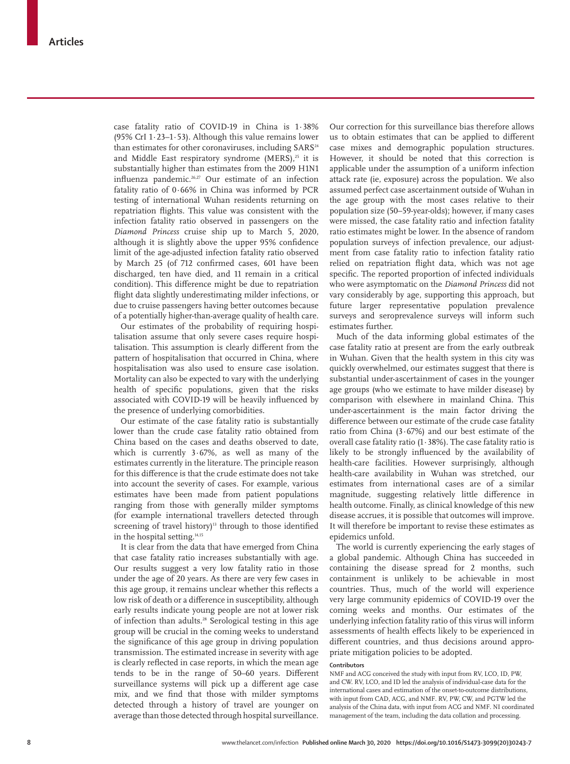case fatality ratio of COVID-19 in China is 1·38% (95% CrI 1·23–1·53). Although this value remains lower than estimates for other coronaviruses, including SARS[24] and Middle East respiratory syndrome (MERS),[25] it is substantially higher than estimates from the 2009 H1N1 influenza pandemic.[26,27] Our estimate of an infection fatality ratio of 0·66% in China was informed by PCR testing of international Wuhan residents returning on repatriation flights. This value was consistent with the infection fatality ratio observed in passengers on the *Diamond Princess* cruise ship up to March 5, 2020, although it is slightly above the upper 95% confidence limit of the age-adjusted infection fatality ratio observed by March 25 (of 712 confirmed cases, 601 have been discharged, ten have died, and 11 remain in a critical condition). This difference might be due to repatriation flight data slightly underestimating milder infections, or due to cruise passengers having better outcomes because of a potentially higher-than-average quality of health care.

Our estimates of the probability of requiring hospitalisation assume that only severe cases require hospitalisation. This assumption is clearly different from the pattern of hospitalisation that occurred in China, where hospitalisation was also used to ensure case isolation. Mortality can also be expected to vary with the underlying health of specific populations, given that the risks associated with COVID-19 will be heavily influenced by the presence of underlying comorbidities.

Our estimate of the case fatality ratio is substantially lower than the crude case fatality ratio obtained from China based on the cases and deaths observed to date, which is currently 3·67%, as well as many of the estimates currently in the literature. The principle reason for this difference is that the crude estimate does not take into account the severity of cases. For example, various estimates have been made from patient populations ranging from those with generally milder symptoms (for example international travellers detected through screening of travel history)[13] through to those identified in the hospital setting.[14,15]

It is clear from the data that have emerged from China that case fatality ratio increases substantially with age. Our results suggest a very low fatality ratio in those under the age of 20 years. As there are very few cases in this age group, it remains unclear whether this reflects a low risk of death or a difference in susceptibility, although early results indicate young people are not at lower risk of infection than adults.[28] Serological testing in this age group will be crucial in the coming weeks to understand the significance of this age group in driving population transmission. The estimated increase in severity with age is clearly reflected in case reports, in which the mean age tends to be in the range of 50–60 years. Different surveillance systems will pick up a different age case mix, and we find that those with milder symptoms detected through a history of travel are younger on average than those detected through hospital surveillance. Our correction for this surveillance bias therefore allows us to obtain estimates that can be applied to different case mixes and demographic population structures. However, it should be noted that this correction is applicable under the assumption of a uniform infection attack rate (ie, exposure) across the population. We also assumed perfect case ascertainment outside of Wuhan in the age group with the most cases relative to their population size (50–59-year-olds); however, if many cases were missed, the case fatality ratio and infection fatality ratio estimates might be lower. In the absence of random population surveys of infection prevalence, our adjustment from case fatality ratio to infection fatality ratio relied on repatriation flight data, which was not age specific. The reported proportion of infected individuals who were asymptomatic on the *Diamond Princess* did not vary considerably by age, supporting this approach, but future larger representative population prevalence surveys and seroprevalence surveys will inform such estimates further.

Much of the data informing global estimates of the case fatality ratio at present are from the early outbreak in Wuhan. Given that the health system in this city was quickly overwhelmed, our estimates suggest that there is substantial under-ascertainment of cases in the younger age groups (who we estimate to have milder disease) by comparison with elsewhere in mainland China. This under-ascertainment is the main factor driving the difference between our estimate of the crude case fatality ratio from China (3·67%) and our best estimate of the overall case fatality ratio (1·38%). The case fatality ratio is likely to be strongly influenced by the availability of health-care facilities. However surprisingly, although health-care availability in Wuhan was stretched, our estimates from international cases are of a similar magnitude, suggesting relatively little difference in health outcome. Finally, as clinical knowledge of this new disease accrues, it is possible that outcomes will improve. It will therefore be important to revise these estimates as epidemics unfold.

The world is currently experiencing the early stages of a global pandemic. Although China has succeeded in containing the disease spread for 2 months, such containment is unlikely to be achievable in most countries. Thus, much of the world will experience very large community epidemics of COVID-19 over the coming weeks and months. Our estimates of the underlying infection fatality ratio of this virus will inform assessments of health effects likely to be experienced in different countries, and thus decisions around appropriate mitigation policies to be adopted.

#### Contributors

NMF and ACG conceived the study with input from RV, LCO, ID, PW, and CW. RV, LCO, and ID led the analysis of individual-case data for the international cases and estimation of the onset-to-outcome distributions, with input from CAD, ACG, and NMF. RV, PW, CW, and PGTW led the analysis of the China data, with input from ACG and NMF. NI coordinated management of the team, including the data collation and processing.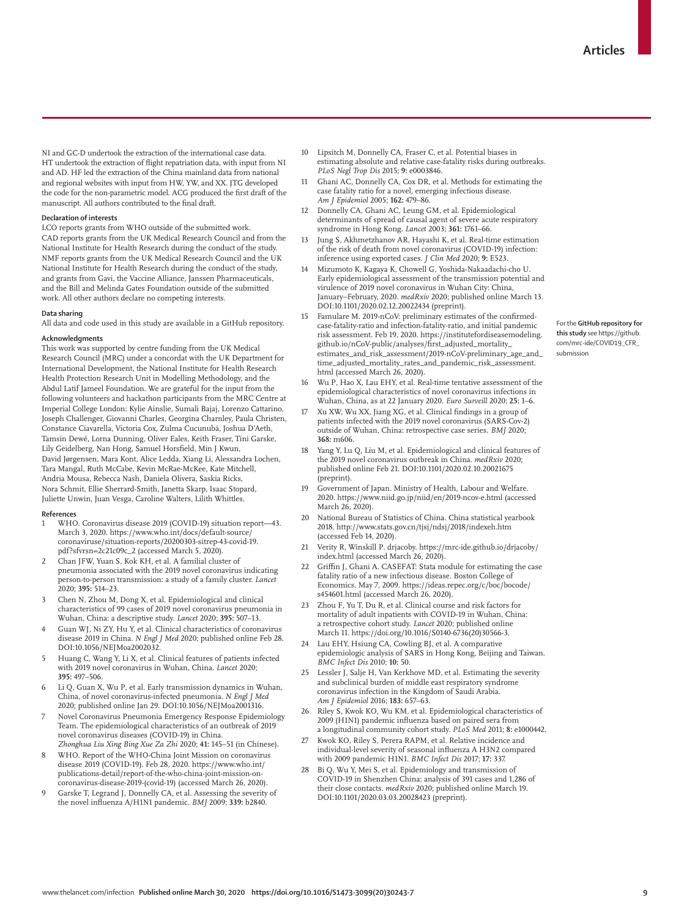NI and GC-D undertook the extraction of the international case data. HT undertook the extraction of flight repatriation data, with input from NI and AD. HF led the extraction of the China mainland data from national and regional websites with input from HW, YW, and XX. JTG developed the code for the non-parametric model. ACG produced the first draft of the manuscript. All authors contributed to the final draft.

#### Declaration of interests

LCO reports grants from WHO outside of the submitted work. CAD reports grants from the UK Medical Research Council and from the National Institute for Health Research during the conduct of the study. NMF reports grants from the UK Medical Research Council and the UK National Institute for Health Research during the conduct of the study, and grants from Gavi, the Vaccine Alliance, Janssen Pharmaceuticals, and the Bill and Melinda Gates Foundation outside of the submitted work. All other authors declare no competing interests.

#### Data sharing

All data and code used in this study are available in a GitHub repository.

For the **GitHub repository for this study** see https://github.com/mrc-ide/COVID19_CFR_submission

#### Acknowledgments

This work was supported by centre funding from the UK Medical Research Council (MRC) under a concordat with the UK Department for International Development, the National Institute for Health Research Health Protection Research Unit in Modelling Methodology, and the Abdul Latif Jameel Foundation. We are grateful for the input from the following volunteers and hackathon participants from the MRC Centre at Imperial College London: Kylie Ainslie, Sumali Bajaj, Lorenzo Cattarino, Joseph Challenger, Giovanni Charles, Georgina Charnley, Paula Christen, Constance Ciavarella, Victoria Cox, Zulma Cucunubá, Joshua D'Aeth, Tamsin Dewé, Lorna Dunning, Oliver Eales, Keith Fraser, Tini Garske, Lily Geidelberg, Nan Hong, Samuel Horsfield, Min J Kwun, David Jørgensen, Mara Kont, Alice Ledda, Xiang Li, Alessandra Lochen, Tara Mangal, Ruth McCabe, Kevin McRae-McKee, Kate Mitchell, Andria Mousa, Rebecca Nash, Daniela Olivera, Saskia Ricks, Nora Schmit, Ellie Sherrard-Smith, Janetta Skarp, Isaac Stopard, Juliette Unwin, Juan Vesga, Caroline Walters, Lilith Whittles.

#### References

1. WHO. Coronavirus disease 2019 (COVID-19) situation report—43. March 3, 2020. https://www.who.int/docs/default-source/coronaviruse/situation-reports/20200303-sitrep-43-covid-19.pdf?sfvrsn=2c21c09c_2 (accessed March 5, 2020).
2. Chan JFW, Yuan S, Kok KH, et al. A familial cluster of pneumonia associated with the 2019 novel coronavirus indicating person-to-person transmission: a study of a family cluster. *Lancet* 2020; **395:** 514–23.
3. Chen N, Zhou M, Dong X, et al. Epidemiological and clinical characteristics of 99 cases of 2019 novel coronavirus pneumonia in Wuhan, China: a descriptive study. *Lancet* 2020; **395:** 507–13.
4. Guan WJ, Ni ZY, Hu Y, et al. Clinical characteristics of coronavirus disease 2019 in China. *N Engl J Med* 2020; published online Feb 28. DOI:10.1056/NEJMoa2002032.
5. Huang C, Wang Y, Li X, et al. Clinical features of patients infected with 2019 novel coronavirus in Wuhan, China. *Lancet* 2020; **395:** 497–506.
6. Li Q, Guan X, Wu P, et al. Early transmission dynamics in Wuhan, China, of novel coronavirus-infected pneumonia. *N Engl J Med* 2020; published online Jan 29. DOI:10.1056/NEJMoa2001316.
7. Novel Coronavirus Pneumonia Emergency Response Epidemiology Team. The epidemiological characteristics of an outbreak of 2019 novel coronavirus diseases (COVID-19) in China. *Zhonghua Liu Xing Bing Xue Za Zhi* 2020; **41:** 145–51 (in Chinese).
8. WHO. Report of the WHO-China Joint Mission on coronavirus disease 2019 (COVID-19). Feb 28, 2020. https://www.who.int/publications-detail/report-of-the-who-china-joint-mission-on-coronavirus-disease-2019-(covid-19) (accessed March 26, 2020).
9. Garske T, Legrand J, Donnelly CA, et al. Assessing the severity of the novel influenza A/H1N1 pandemic. *BMJ* 2009; **339:** b2840.
10. Lipsitch M, Donnelly CA, Fraser C, et al. Potential biases in estimating absolute and relative case-fatality risks during outbreaks. *PLoS Negl Trop Dis* 2015; **9:** e0003846.
11. Ghani AC, Donnelly CA, Cox DR, et al. Methods for estimating the case fatality ratio for a novel, emerging infectious disease. *Am J Epidemiol* 2005; **162:** 479–86.
12. Donnelly CA, Ghani AC, Leung GM, et al. Epidemiological determinants of spread of causal agent of severe acute respiratory syndrome in Hong Kong. *Lancet* 2003; **361:** 1761–66.
13. Jung S, Akhmetzhanov AR, Hayashi K, et al. Real-time estimation of the risk of death from novel coronavirus (COVID-19) infection: inference using exported cases. *J Clin Med* 2020; **9:** E523.
14. Mizumoto K, Kagaya K, Chowell G, Yoshida-Nakaadachi-cho U. Early epidemiological assessment of the transmission potential and virulence of 2019 novel coronavirus in Wuhan City: China, January–February, 2020. *medRxiv* 2020; published online March 13. DOI:10.1101/2020.02.12.20022434 (preprint).
15. Famulare M. 2019-nCoV: preliminary estimates of the confirmed-case-fatality-ratio and infection-fatality-ratio, and initial pandemic risk assessment. Feb 19, 2020. https://institutefordiseasemodeling.github.io/nCoV-public/analyses/first_adjusted_mortality_estimates_and_risk_assessment/2019-nCoV-preliminary_age_and_time_adjusted_mortality_rates_and_pandemic_risk_assessment.html (accessed March 26, 2020).
16. Wu P, Hao X, Lau EHY, et al. Real-time tentative assessment of the epidemiological characteristics of novel coronavirus infections in Wuhan, China, as at 22 January 2020. *Euro Surveill* 2020; **25:** 1–6.
17. Xu XW, Wu XX, Jiang XG, et al. Clinical findings in a group of patients infected with the 2019 novel coronavirus (SARS-Cov-2) outside of Wuhan, China: retrospective case series. *BMJ* 2020; **368:** m606.
18. Yang Y, Lu Q, Liu M, et al. Epidemiological and clinical features of the 2019 novel coronavirus outbreak in China. *medRxiv* 2020; published online Feb 21. DOI:10.1101/2020.02.10.20021675 (preprint).
19. Government of Japan. Ministry of Health, Labour and Welfare. 2020. https://www.niid.go.jp/niid/en/2019-ncov-e.html (accessed March 26, 2020).
20. National Bureau of Statistics of China. China statistical yearbook 2018. http://www.stats.gov.cn/tjsj/ndsj/2018/indexeh.htm (accessed Feb 14, 2020).
21. Verity R, Winskill P. drjacoby. https://mrc-ide.github.io/drjacoby/index.html (accessed March 26, 2020).
22. Griffin J, Ghani A. CASEFAT: Stata module for estimating the case fatality ratio of a new infectious disease. Boston College of Economics. May 7, 2009. https://ideas.repec.org/c/boc/bocode/s454601.html (accessed March 26, 2020).
23. Zhou F, Yu T, Du R, et al. Clinical course and risk factors for mortality of adult inpatients with COVID-19 in Wuhan, China: a retrospective cohort study. *Lancet* 2020; published online March 11. https://doi.org/10.1016/S0140-6736(20)30566-3.
24. Lau EHY, Hsiung CA, Cowling BJ, et al. A comparative epidemiologic analysis of SARS in Hong Kong, Beijing and Taiwan. *BMC Infect Dis* 2010; **10:** 50.
25. Lessler J, Salje H, Van Kerkhove MD, et al. Estimating the severity and subclinical burden of middle east respiratory syndrome coronavirus infection in the Kingdom of Saudi Arabia. *Am J Epidemiol* 2016; **183:** 657–63.
26. Riley S, Kwok KO, Wu KM, et al. Epidemiological characteristics of 2009 (H1N1) pandemic influenza based on paired sera from a longitudinal community cohort study. *PLoS Med* 2011; **8:** e1000442.
27. Kwok KO, Riley S, Perera RAPM, et al. Relative incidence and individual-level severity of seasonal influenza A H3N2 compared with 2009 pandemic H1N1. *BMC Infect Dis* 2017; **17:** 337.
28. Bi Q, Wu Y, Mei S, et al. Epidemiology and transmission of COVID-19 in Shenzhen China: analysis of 391 cases and 1,286 of their close contacts. *medRxiv* 2020; published online March 19. DOI:10.1101/2020.03.03.20028423 (preprint).